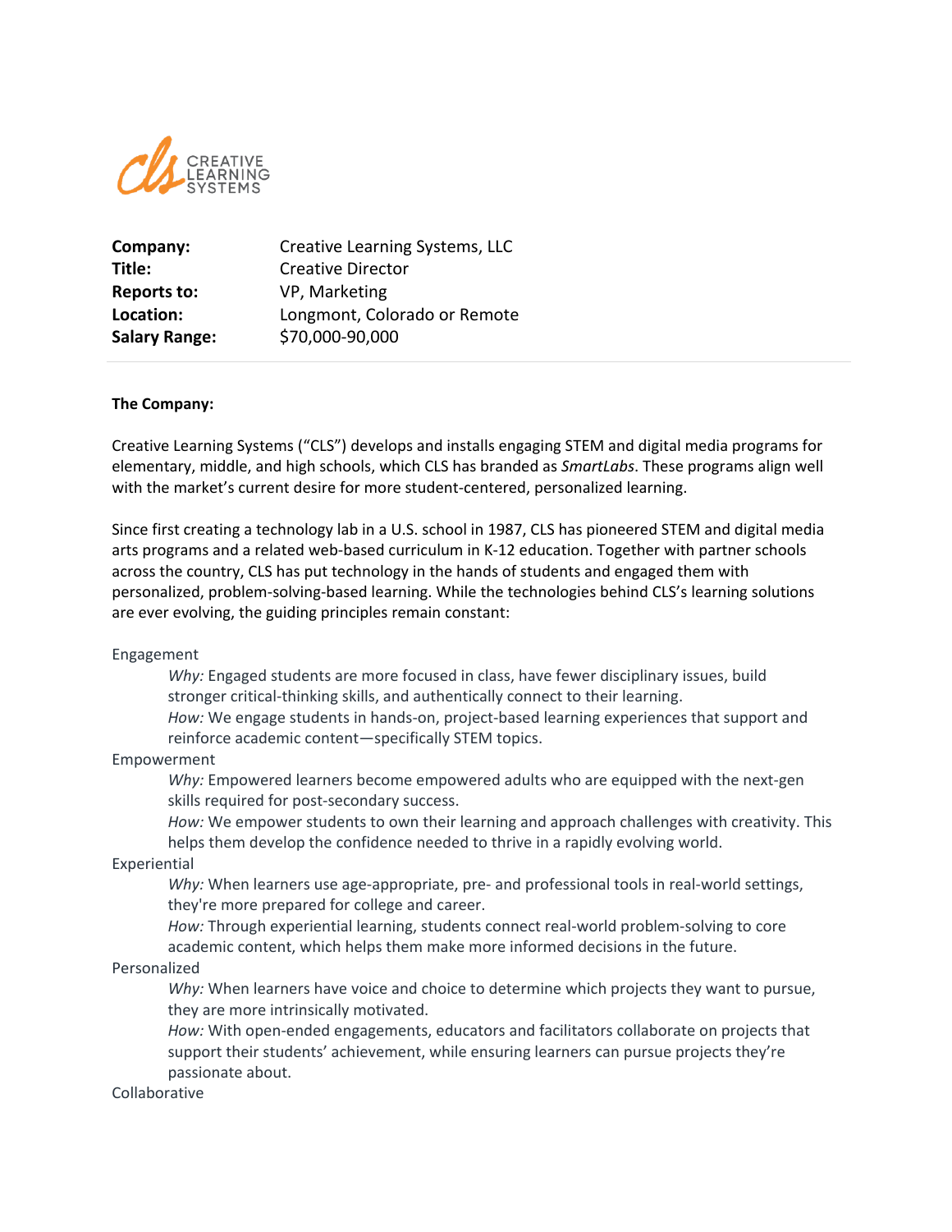| | |
|---|---|
| **Company:** | Creative Learning Systems, LLC |
| **Title:** | Creative Director |
| **Reports to:** | VP, Marketing |
| **Location:** | Longmont, Colorado or Remote |
| **Salary Range:** | $70,000-90,000 |

**The Company:**

Creative Learning Systems ("CLS") develops and installs engaging STEM and digital media programs for elementary, middle, and high schools, which CLS has branded as *SmartLabs*. These programs align well with the market's current desire for more student-centered, personalized learning.

Since first creating a technology lab in a U.S. school in 1987, CLS has pioneered STEM and digital media arts programs and a related web-based curriculum in K-12 education. Together with partner schools across the country, CLS has put technology in the hands of students and engaged them with personalized, problem-solving-based learning. While the technologies behind CLS's learning solutions are ever evolving, the guiding principles remain constant:

Engagement

> *Why:* Engaged students are more focused in class, have fewer disciplinary issues, build stronger critical-thinking skills, and authentically connect to their learning.
> *How:* We engage students in hands-on, project-based learning experiences that support and reinforce academic content—specifically STEM topics.

Empowerment

> *Why:* Empowered learners become empowered adults who are equipped with the next-gen skills required for post-secondary success.
> *How:* We empower students to own their learning and approach challenges with creativity. This helps them develop the confidence needed to thrive in a rapidly evolving world.

Experiential

> *Why:* When learners use age-appropriate, pre- and professional tools in real-world settings, they're more prepared for college and career.
> *How:* Through experiential learning, students connect real-world problem-solving to core academic content, which helps them make more informed decisions in the future.

Personalized

> *Why:* When learners have voice and choice to determine which projects they want to pursue, they are more intrinsically motivated.
> *How:* With open-ended engagements, educators and facilitators collaborate on projects that support their students' achievement, while ensuring learners can pursue projects they're passionate about.

Collaborative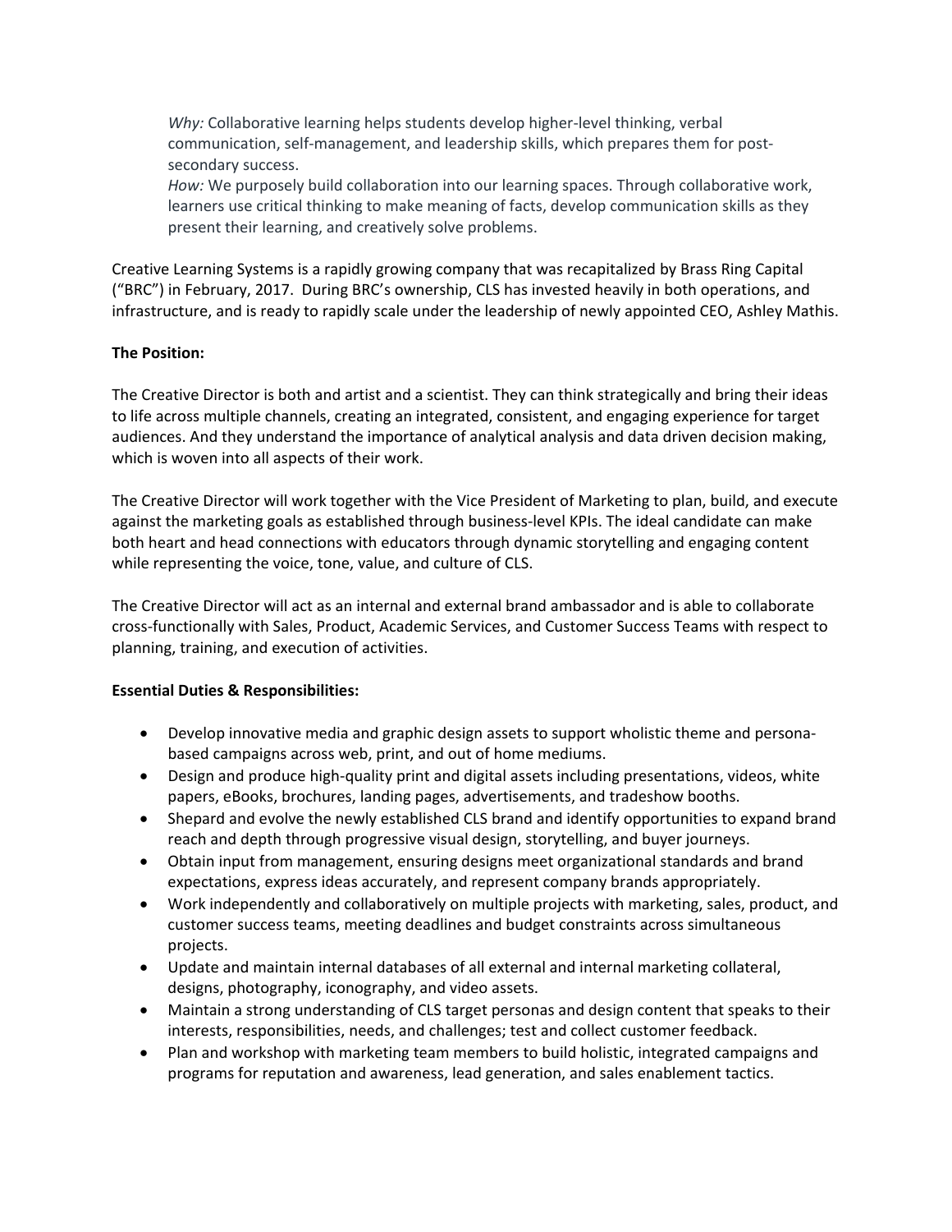*Why:* Collaborative learning helps students develop higher-level thinking, verbal communication, self-management, and leadership skills, which prepares them for post-secondary success.
*How:* We purposely build collaboration into our learning spaces. Through collaborative work, learners use critical thinking to make meaning of facts, develop communication skills as they present their learning, and creatively solve problems.

Creative Learning Systems is a rapidly growing company that was recapitalized by Brass Ring Capital ("BRC") in February, 2017. During BRC's ownership, CLS has invested heavily in both operations, and infrastructure, and is ready to rapidly scale under the leadership of newly appointed CEO, Ashley Mathis.

**The Position:**

The Creative Director is both and artist and a scientist. They can think strategically and bring their ideas to life across multiple channels, creating an integrated, consistent, and engaging experience for target audiences. And they understand the importance of analytical analysis and data driven decision making, which is woven into all aspects of their work.

The Creative Director will work together with the Vice President of Marketing to plan, build, and execute against the marketing goals as established through business-level KPIs. The ideal candidate can make both heart and head connections with educators through dynamic storytelling and engaging content while representing the voice, tone, value, and culture of CLS.

The Creative Director will act as an internal and external brand ambassador and is able to collaborate cross-functionally with Sales, Product, Academic Services, and Customer Success Teams with respect to planning, training, and execution of activities.

**Essential Duties & Responsibilities:**

- Develop innovative media and graphic design assets to support wholistic theme and persona-based campaigns across web, print, and out of home mediums.
- Design and produce high-quality print and digital assets including presentations, videos, white papers, eBooks, brochures, landing pages, advertisements, and tradeshow booths.
- Shepard and evolve the newly established CLS brand and identify opportunities to expand brand reach and depth through progressive visual design, storytelling, and buyer journeys.
- Obtain input from management, ensuring designs meet organizational standards and brand expectations, express ideas accurately, and represent company brands appropriately.
- Work independently and collaboratively on multiple projects with marketing, sales, product, and customer success teams, meeting deadlines and budget constraints across simultaneous projects.
- Update and maintain internal databases of all external and internal marketing collateral, designs, photography, iconography, and video assets.
- Maintain a strong understanding of CLS target personas and design content that speaks to their interests, responsibilities, needs, and challenges; test and collect customer feedback.
- Plan and workshop with marketing team members to build holistic, integrated campaigns and programs for reputation and awareness, lead generation, and sales enablement tactics.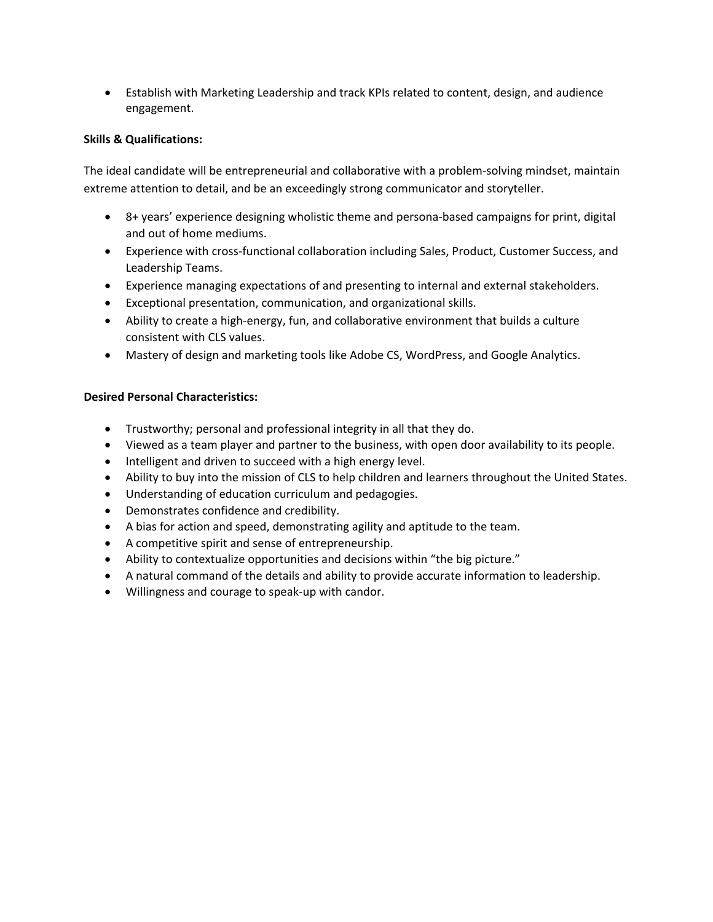- Establish with Marketing Leadership and track KPIs related to content, design, and audience engagement.

**Skills & Qualifications:**

The ideal candidate will be entrepreneurial and collaborative with a problem-solving mindset, maintain extreme attention to detail, and be an exceedingly strong communicator and storyteller.

- 8+ years' experience designing wholistic theme and persona-based campaigns for print, digital and out of home mediums.
- Experience with cross-functional collaboration including Sales, Product, Customer Success, and Leadership Teams.
- Experience managing expectations of and presenting to internal and external stakeholders.
- Exceptional presentation, communication, and organizational skills.
- Ability to create a high-energy, fun, and collaborative environment that builds a culture consistent with CLS values.
- Mastery of design and marketing tools like Adobe CS, WordPress, and Google Analytics.

**Desired Personal Characteristics:**

- Trustworthy; personal and professional integrity in all that they do.
- Viewed as a team player and partner to the business, with open door availability to its people.
- Intelligent and driven to succeed with a high energy level.
- Ability to buy into the mission of CLS to help children and learners throughout the United States.
- Understanding of education curriculum and pedagogies.
- Demonstrates confidence and credibility.
- A bias for action and speed, demonstrating agility and aptitude to the team.
- A competitive spirit and sense of entrepreneurship.
- Ability to contextualize opportunities and decisions within "the big picture."
- A natural command of the details and ability to provide accurate information to leadership.
- Willingness and courage to speak-up with candor.